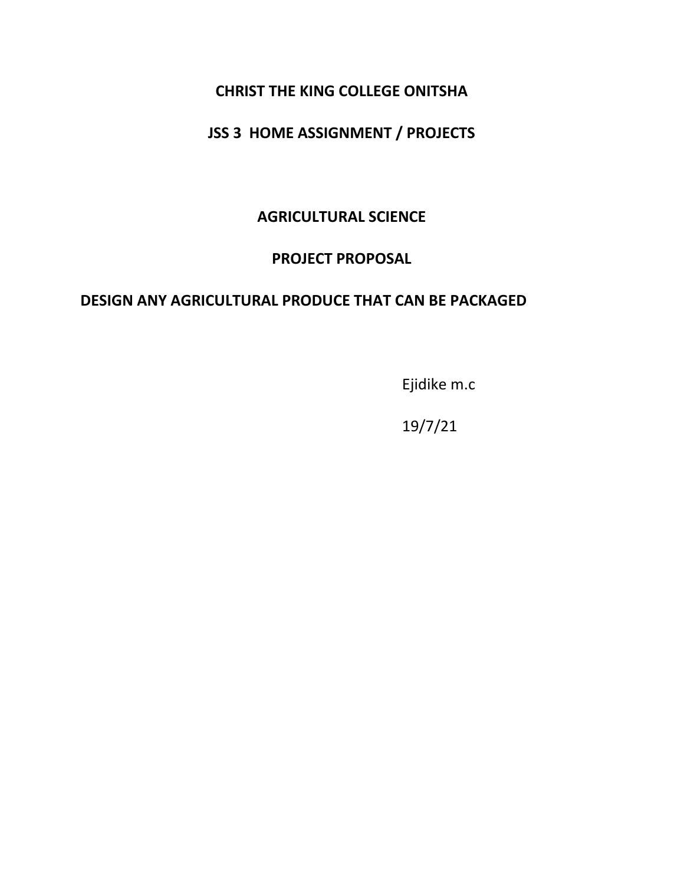# CHRIST THE KING COLLEGE ONITSHA

## JSS 3 HOME ASSIGNMENT / PROJECTS

## AGRICULTURAL SCIENCE

## PROJECT PROPOSAL

## DESIGN ANY AGRICULTURAL PRODUCE THAT CAN BE PACKAGED

Ejidike m.c

19/7/21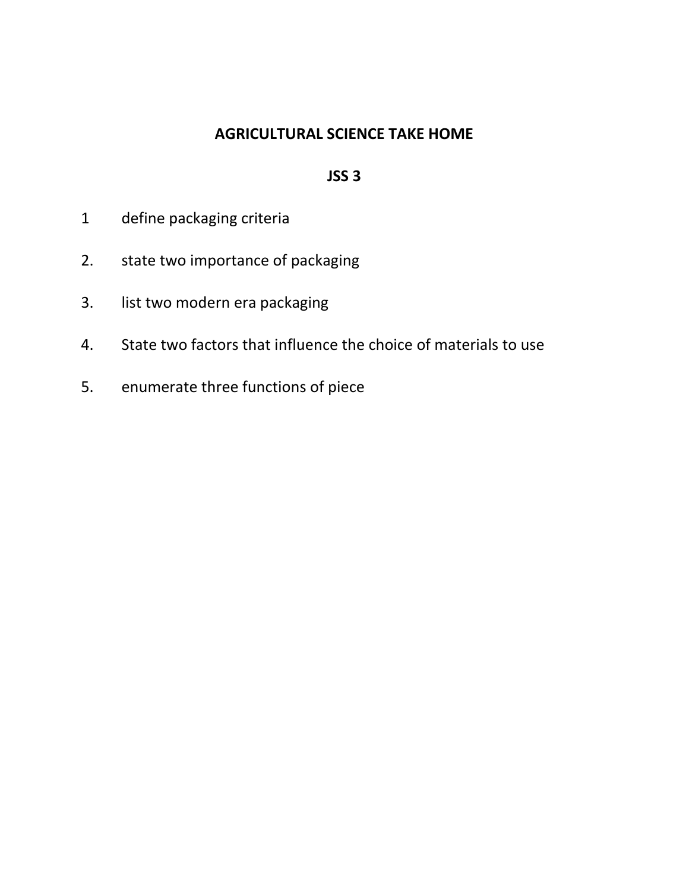**AGRICULTURAL SCIENCE TAKE HOME**

**JSS 3**

1 define packaging criteria

2. state two importance of packaging

3. list two modern era packaging

4. State two factors that influence the choice of materials to use

5. enumerate three functions of piece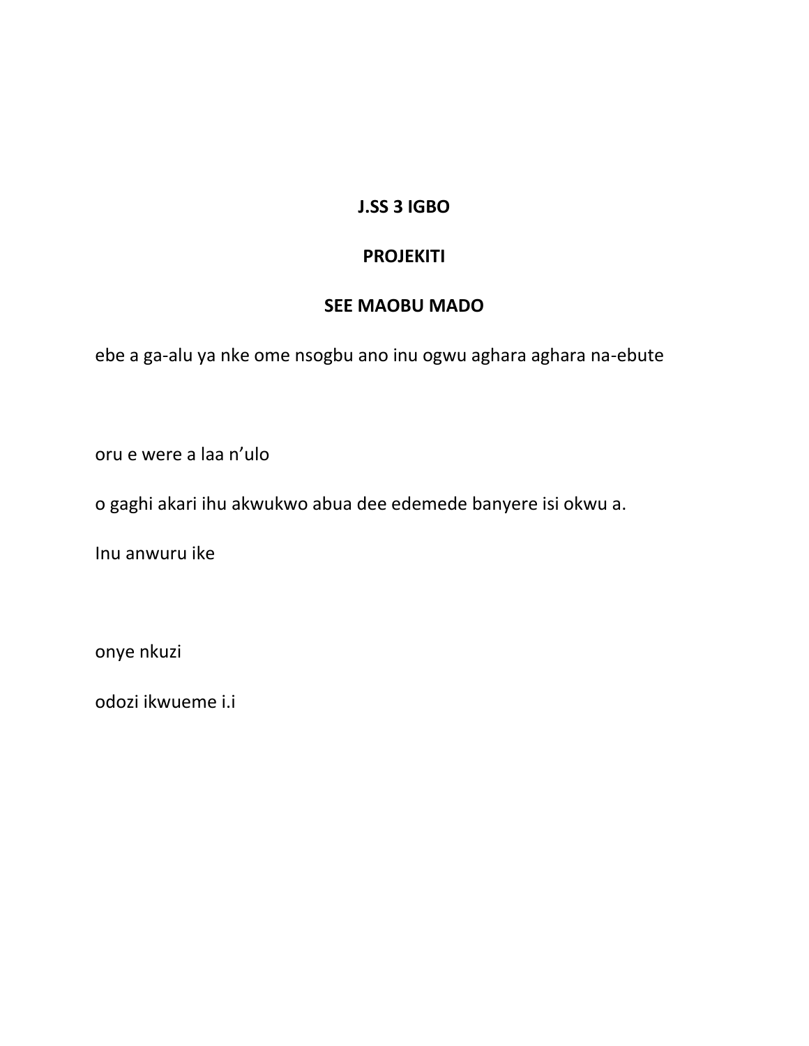**J.SS 3 IGBO**

**PROJEKITI**

**SEE MAOBU MADO**

ebe a ga-alu ya nke ome nsogbu ano inu ogwu aghara aghara na-ebute

oru e were a laa n'ulo

o gaghi akari ihu akwukwo abua dee edemede banyere isi okwu a.

Inu anwuru ike

onye nkuzi

odozi ikwueme i.i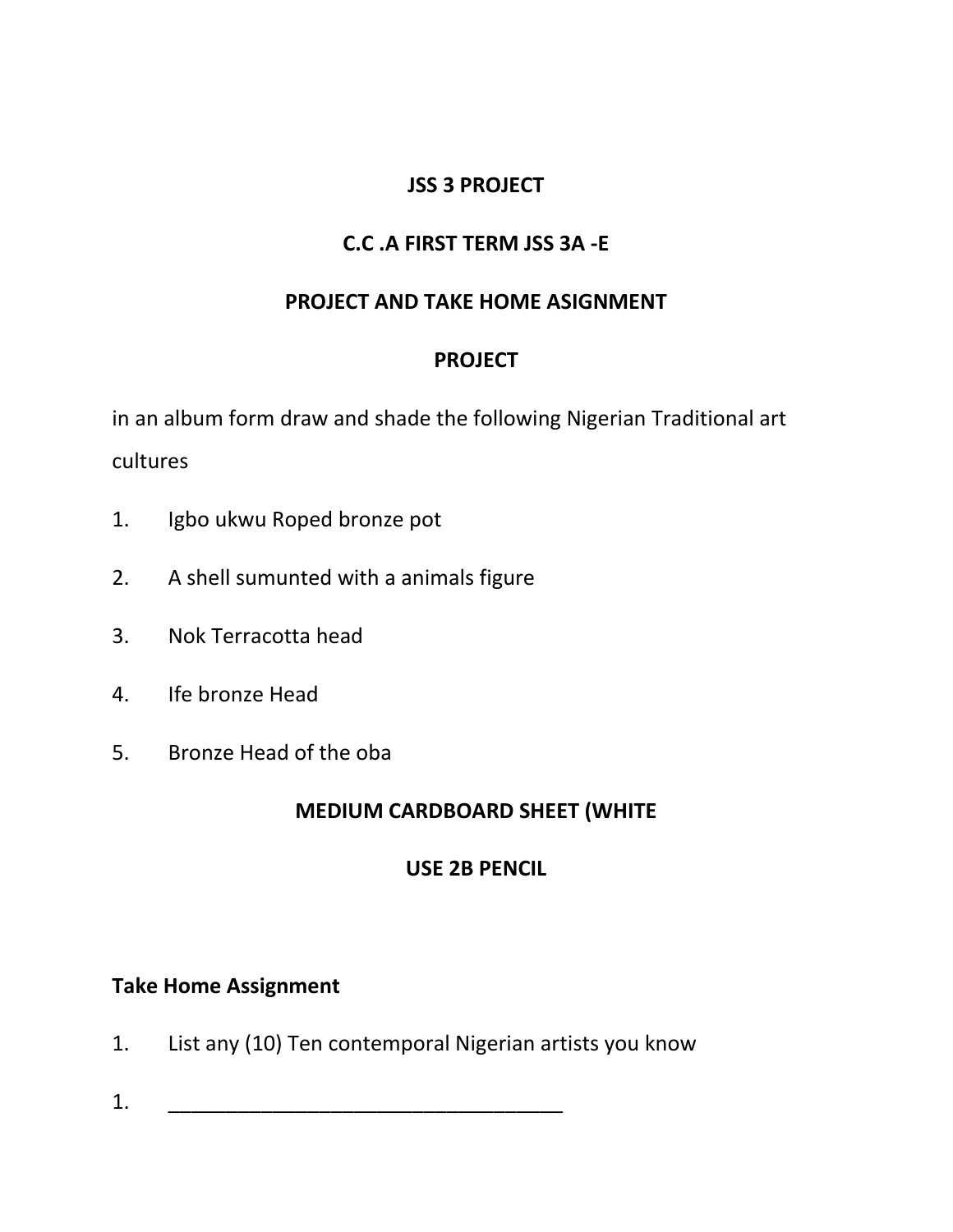**JSS 3 PROJECT**

**C.C .A FIRST TERM JSS 3A -E**

**PROJECT AND TAKE HOME ASIGNMENT**

**PROJECT**

in an album form draw and shade the following Nigerian Traditional art cultures

1. Igbo ukwu Roped bronze pot
2. A shell sumunted with a animals figure
3. Nok Terracotta head
4. Ife bronze Head
5. Bronze Head of the oba

**MEDIUM CARDBOARD SHEET (WHITE**

**USE 2B PENCIL**

**Take Home Assignment**

1. List any (10) Ten contemporal Nigerian artists you know

1. ___________________________________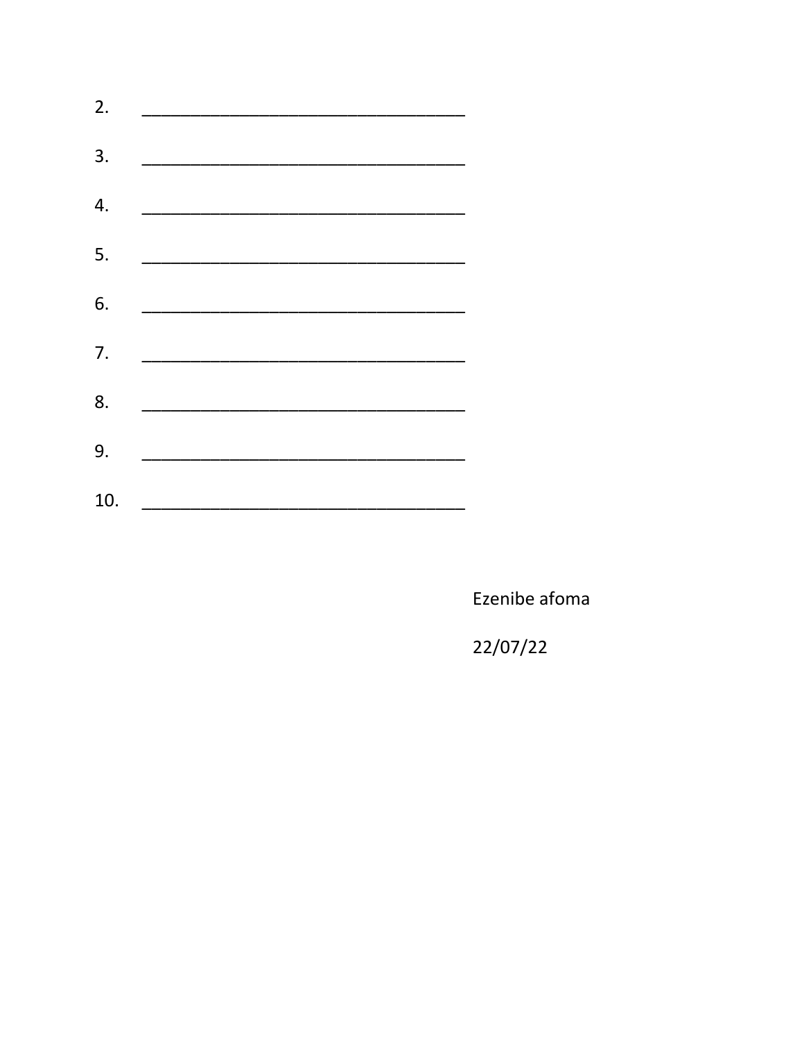2. ___________________________________

3. ___________________________________

4. ___________________________________

5. ___________________________________

6. ___________________________________

7. ___________________________________

8. ___________________________________

9. ___________________________________

10. ___________________________________

Ezenibe afoma

22/07/22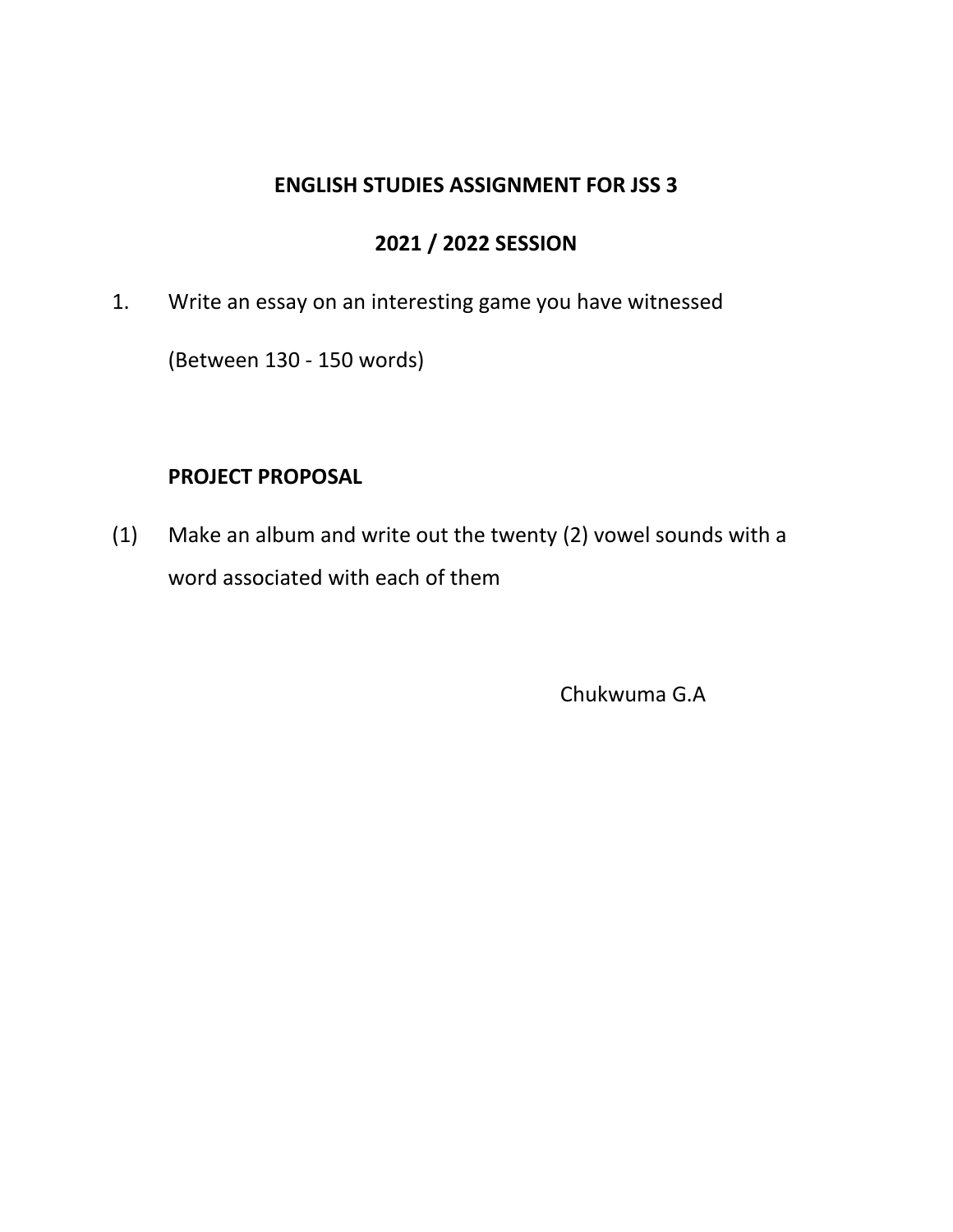## ENGLISH STUDIES ASSIGNMENT FOR JSS 3

## 2021 / 2022 SESSION

1. Write an essay on an interesting game you have witnessed

   (Between 130 - 150 words)

**PROJECT PROPOSAL**

(1) Make an album and write out the twenty (2) vowel sounds with a word associated with each of them

Chukwuma G.A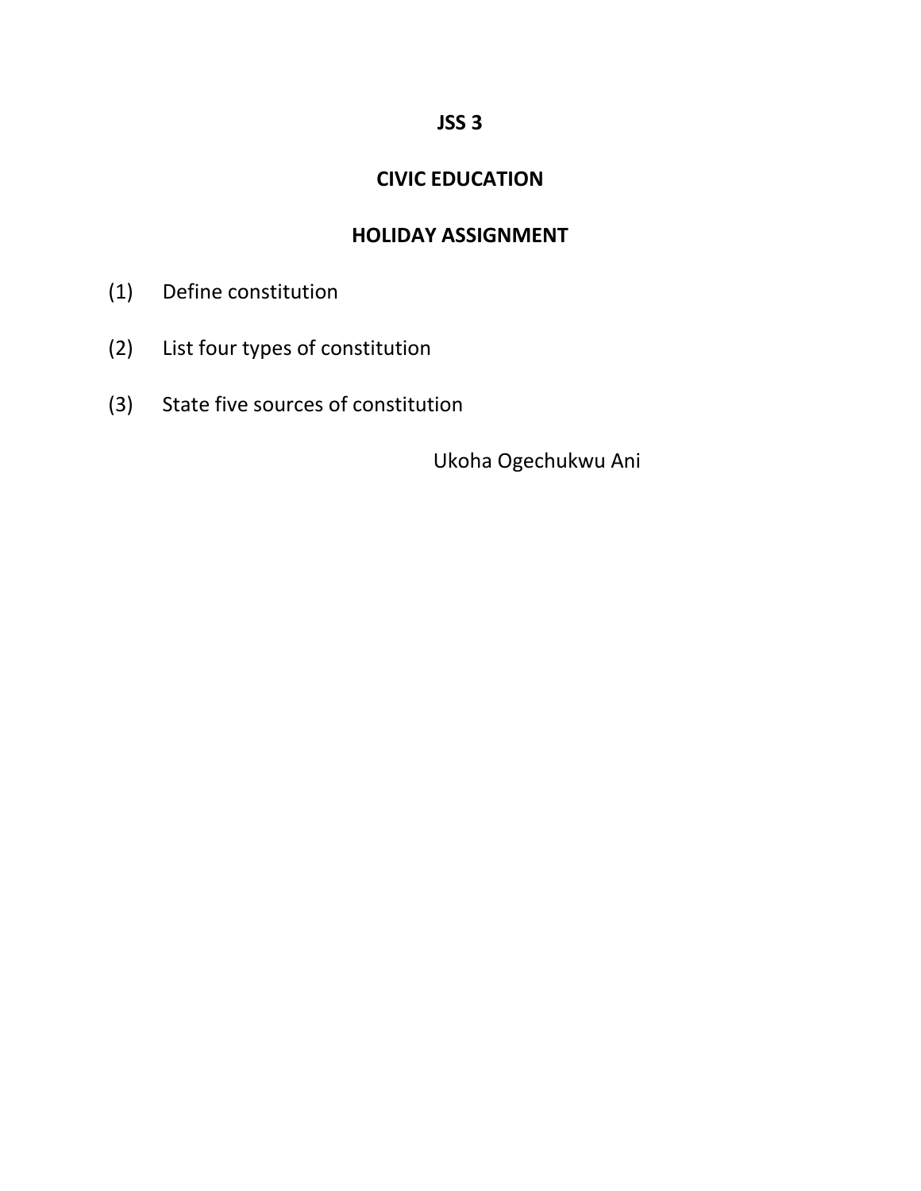**JSS 3**

**CIVIC EDUCATION**

**HOLIDAY ASSIGNMENT**

(1) Define constitution

(2) List four types of constitution

(3) State five sources of constitution

Ukoha Ogechukwu Ani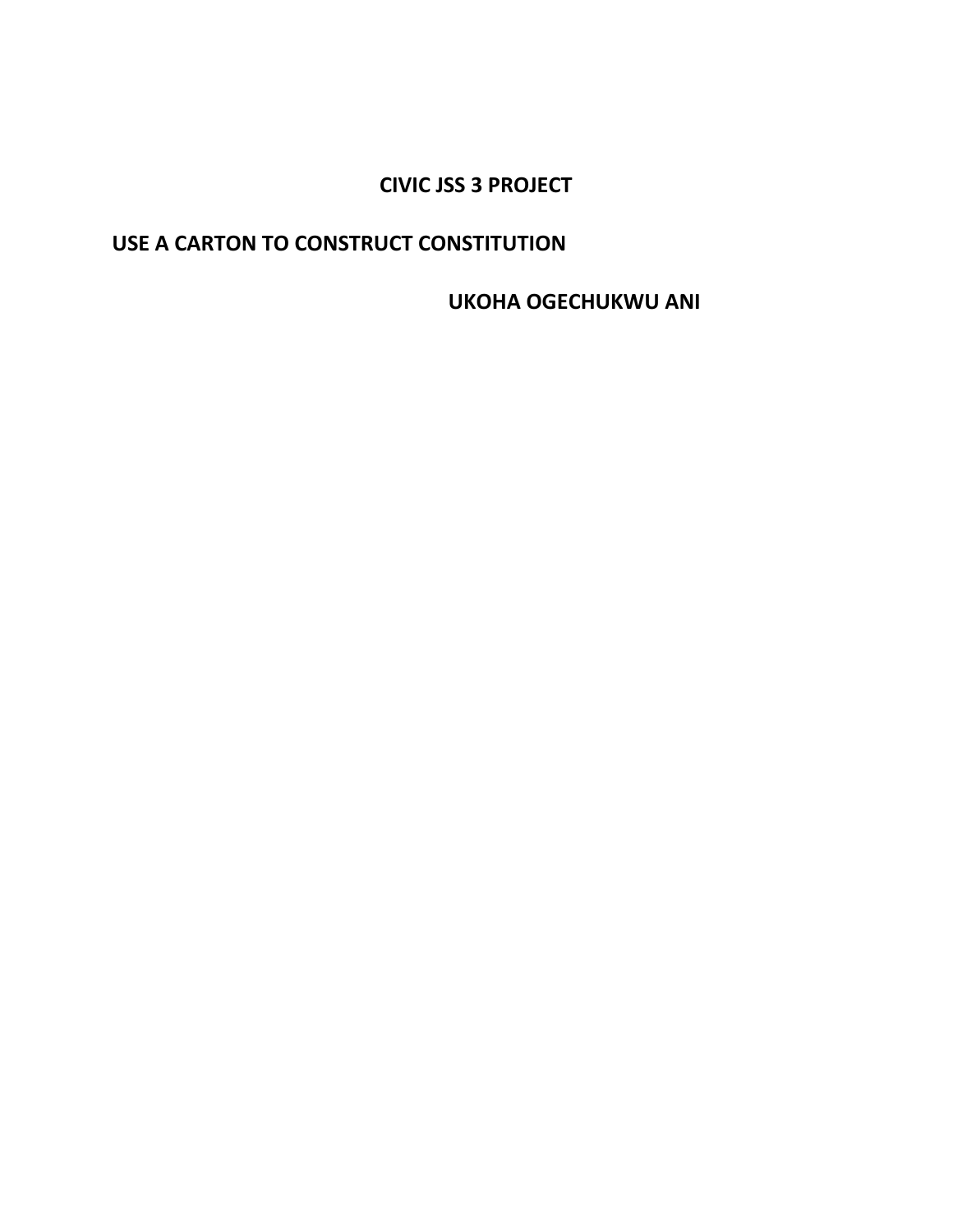**CIVIC JSS 3 PROJECT**

**USE A CARTON TO CONSTRUCT CONSTITUTION**

**UKOHA OGECHUKWU ANI**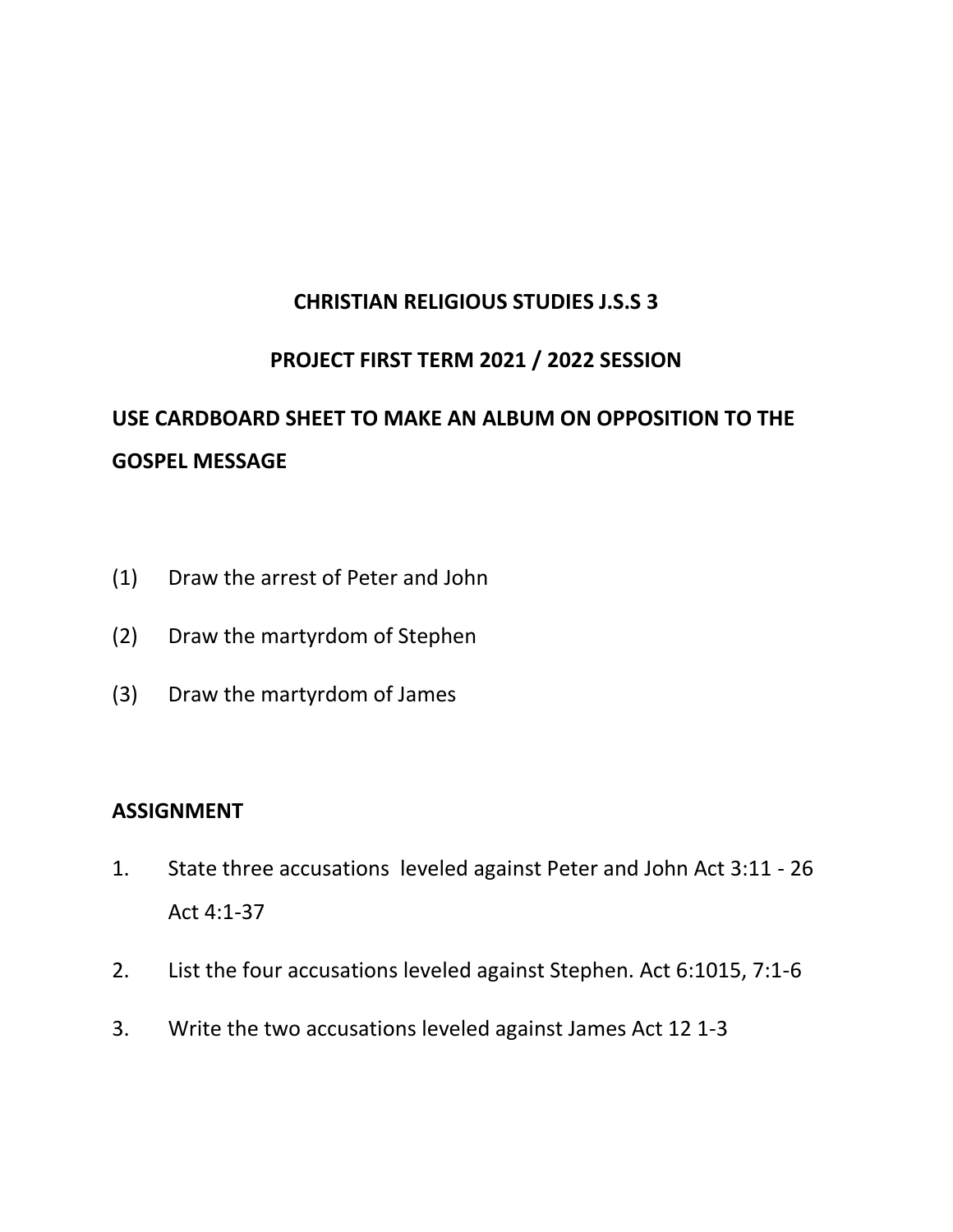**CHRISTIAN RELIGIOUS STUDIES J.S.S 3**

**PROJECT FIRST TERM 2021 / 2022 SESSION**

**USE CARDBOARD SHEET TO MAKE AN ALBUM ON OPPOSITION TO THE GOSPEL MESSAGE**

(1) Draw the arrest of Peter and John

(2) Draw the martyrdom of Stephen

(3) Draw the martyrdom of James

**ASSIGNMENT**

1. State three accusations leveled against Peter and John Act 3:11 - 26 Act 4:1-37
2. List the four accusations leveled against Stephen. Act 6:1015, 7:1-6
3. Write the two accusations leveled against James Act 12 1-3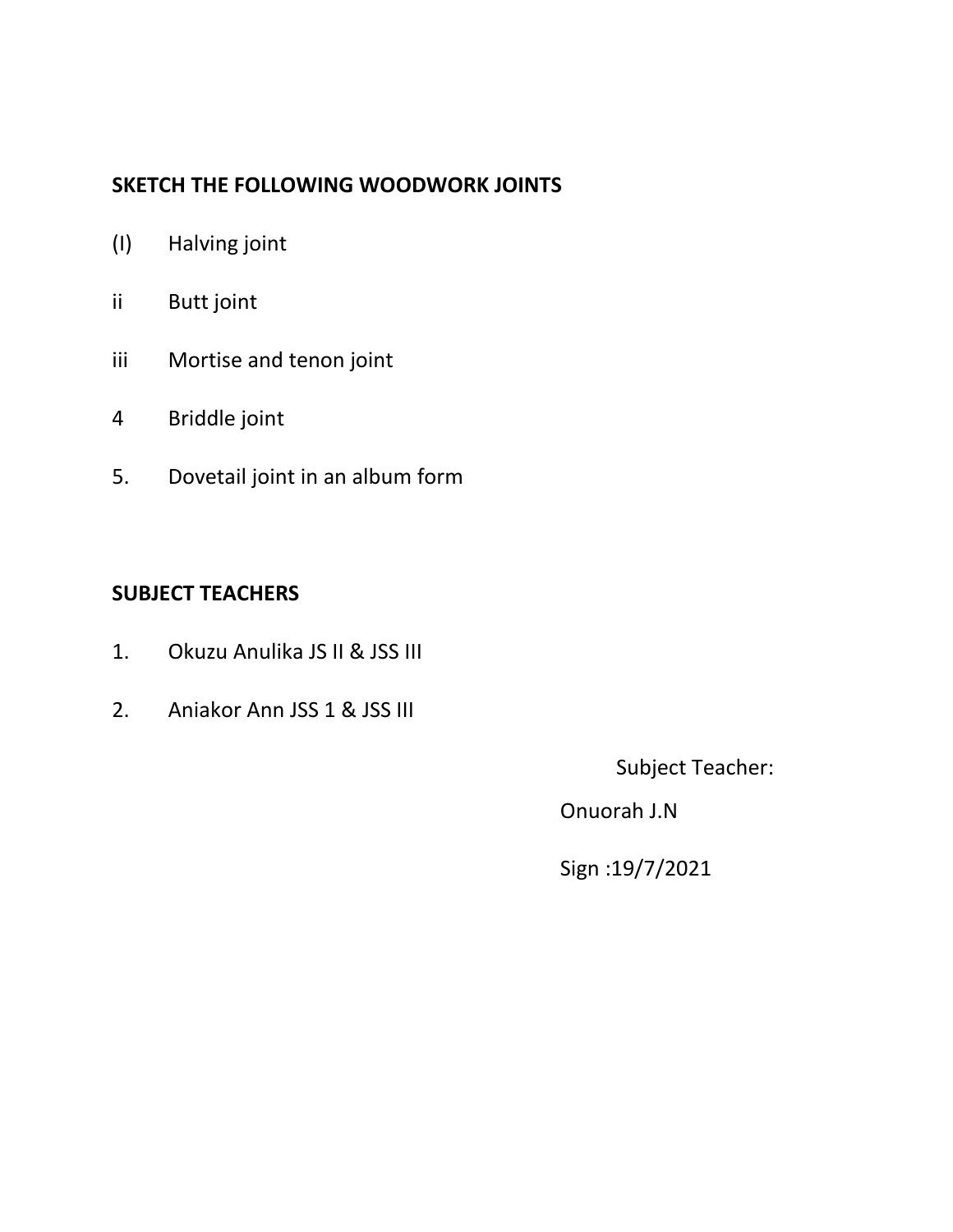**SKETCH THE FOLLOWING WOODWORK JOINTS**

(I) Halving joint

ii Butt joint

iii Mortise and tenon joint

4 Briddle joint

5. Dovetail joint in an album form

**SUBJECT TEACHERS**

1. Okuzu Anulika JS II & JSS III

2. Aniakor Ann JSS 1 & JSS III

Subject Teacher:

Onuorah J.N

Sign :19/7/2021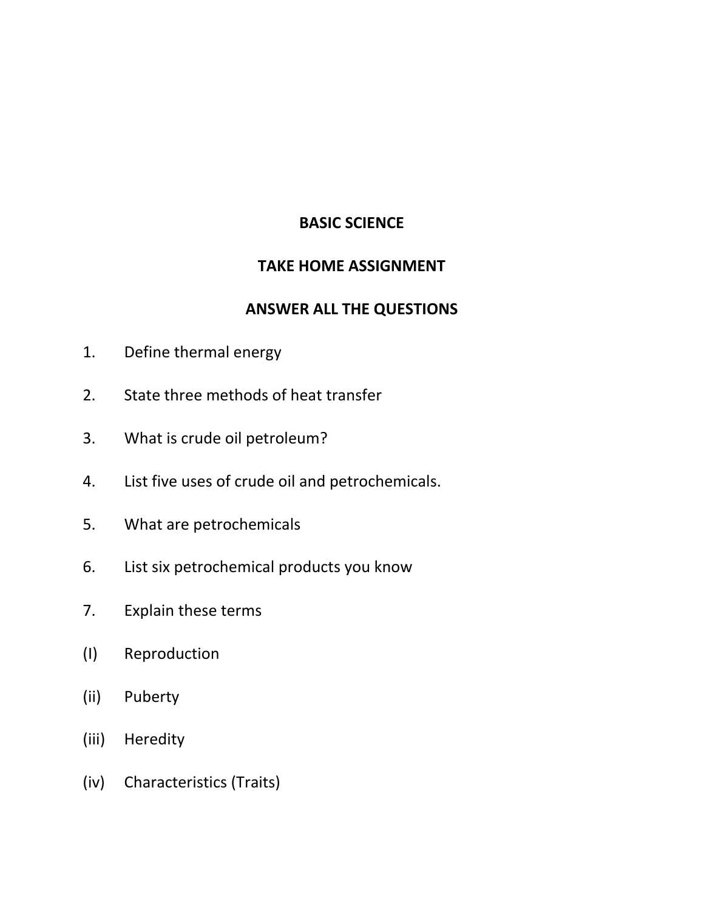**BASIC SCIENCE**

**TAKE HOME ASSIGNMENT**

**ANSWER ALL THE QUESTIONS**

1. Define thermal energy

2. State three methods of heat transfer

3. What is crude oil petroleum?

4. List five uses of crude oil and petrochemicals.

5. What are petrochemicals

6. List six petrochemical products you know

7. Explain these terms

(I) Reproduction

(ii) Puberty

(iii) Heredity

(iv) Characteristics (Traits)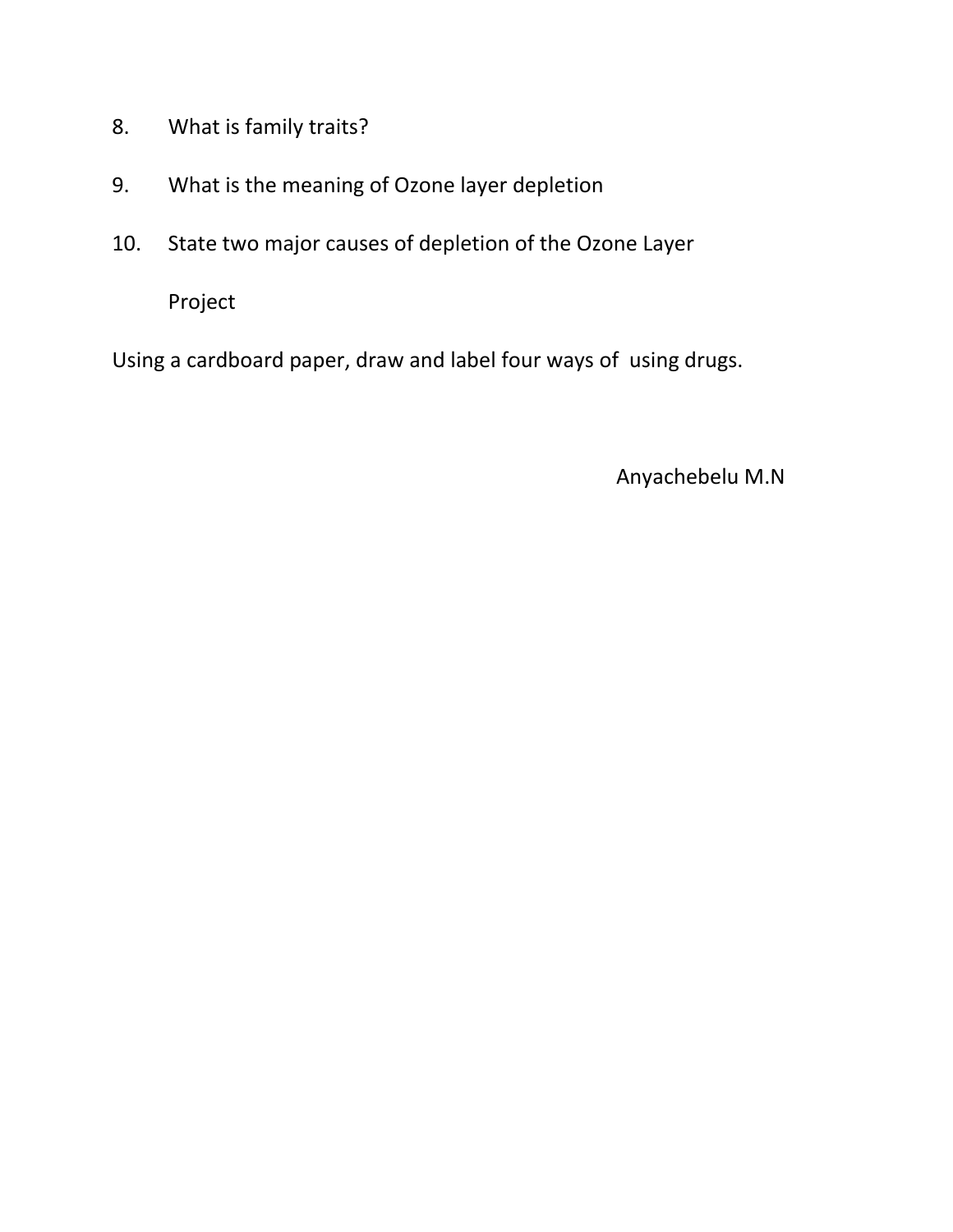8. What is family traits?

9. What is the meaning of Ozone layer depletion

10. State two major causes of depletion of the Ozone Layer

    Project

Using a cardboard paper, draw and label four ways of  using drugs.

Anyachebelu M.N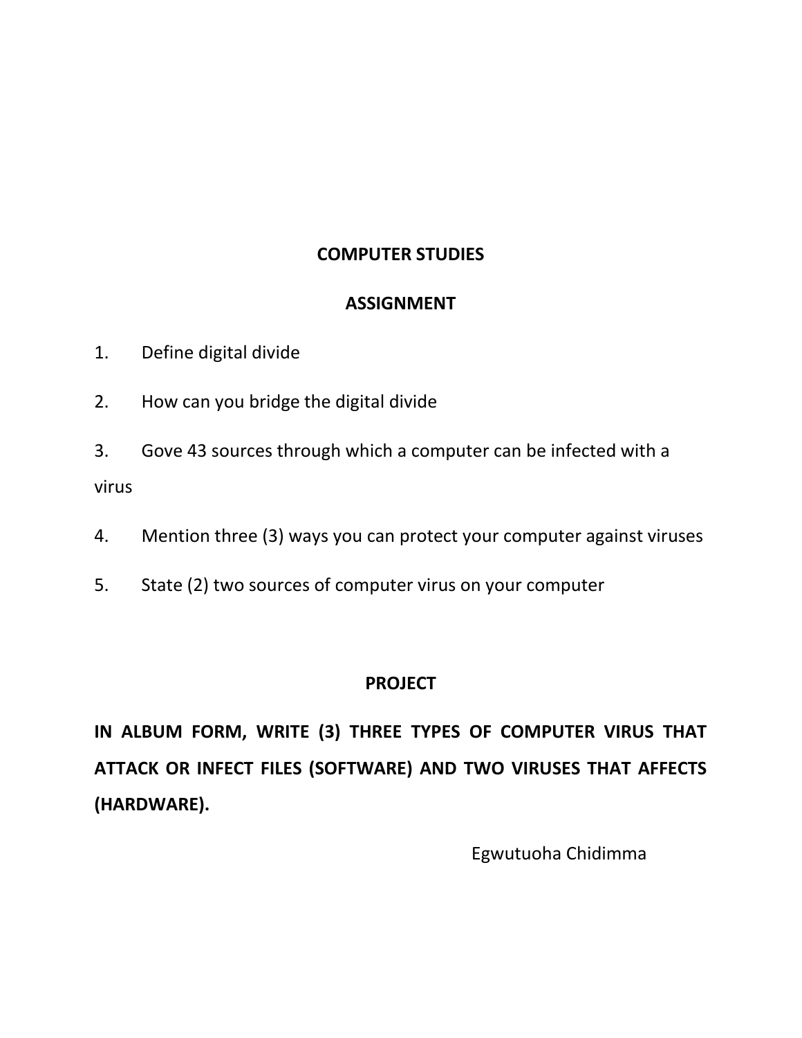**COMPUTER STUDIES**

**ASSIGNMENT**

1. Define digital divide
2. How can you bridge the digital divide
3. Gove 43 sources through which a computer can be infected with a virus
4. Mention three (3) ways you can protect your computer against viruses
5. State (2) two sources of computer virus on your computer

**PROJECT**

**IN ALBUM FORM, WRITE (3) THREE TYPES OF COMPUTER VIRUS THAT ATTACK OR INFECT FILES (SOFTWARE) AND TWO VIRUSES THAT AFFECTS (HARDWARE).**

Egwutuoha Chidimma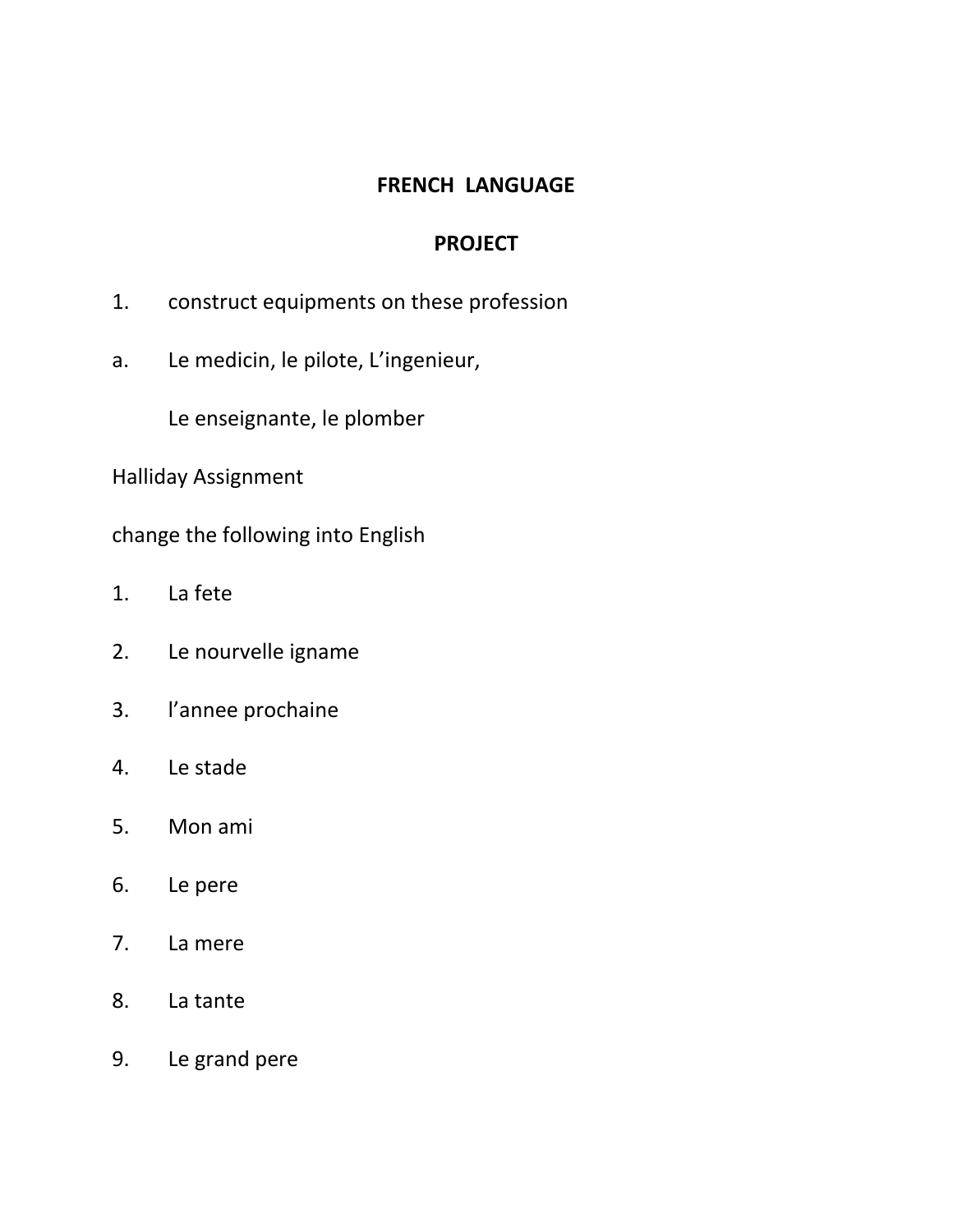**FRENCH LANGUAGE**

**PROJECT**

1. construct equipments on these profession

a. Le medicin, le pilote, L'ingenieur,

   Le enseignante, le plomber

Halliday Assignment

change the following into English

1. La fete
2. Le nourvelle igname
3. l'annee prochaine
4. Le stade
5. Mon ami
6. Le pere
7. La mere
8. La tante
9. Le grand pere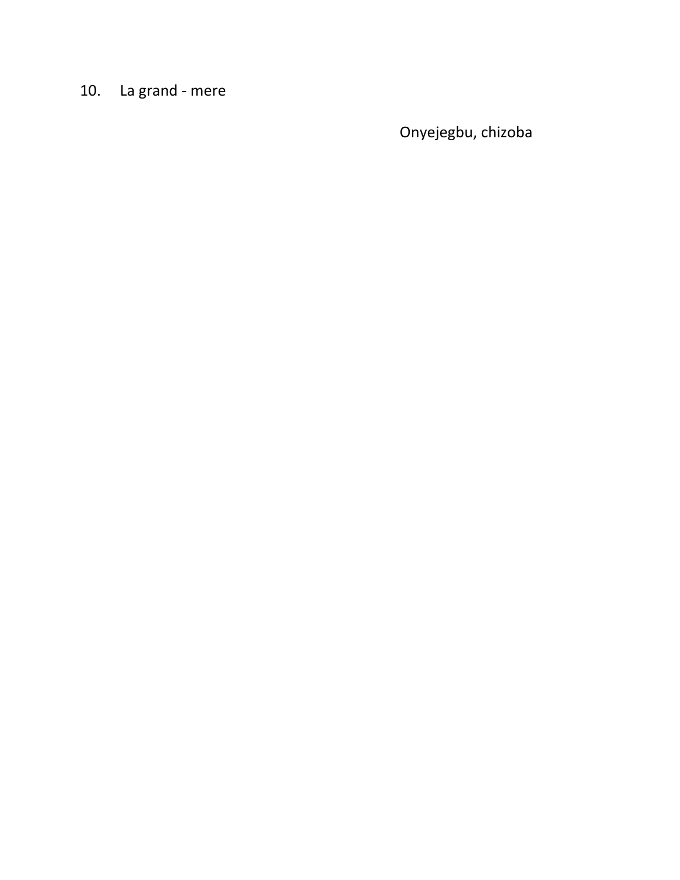10. La grand - mere

Onyejegbu, chizoba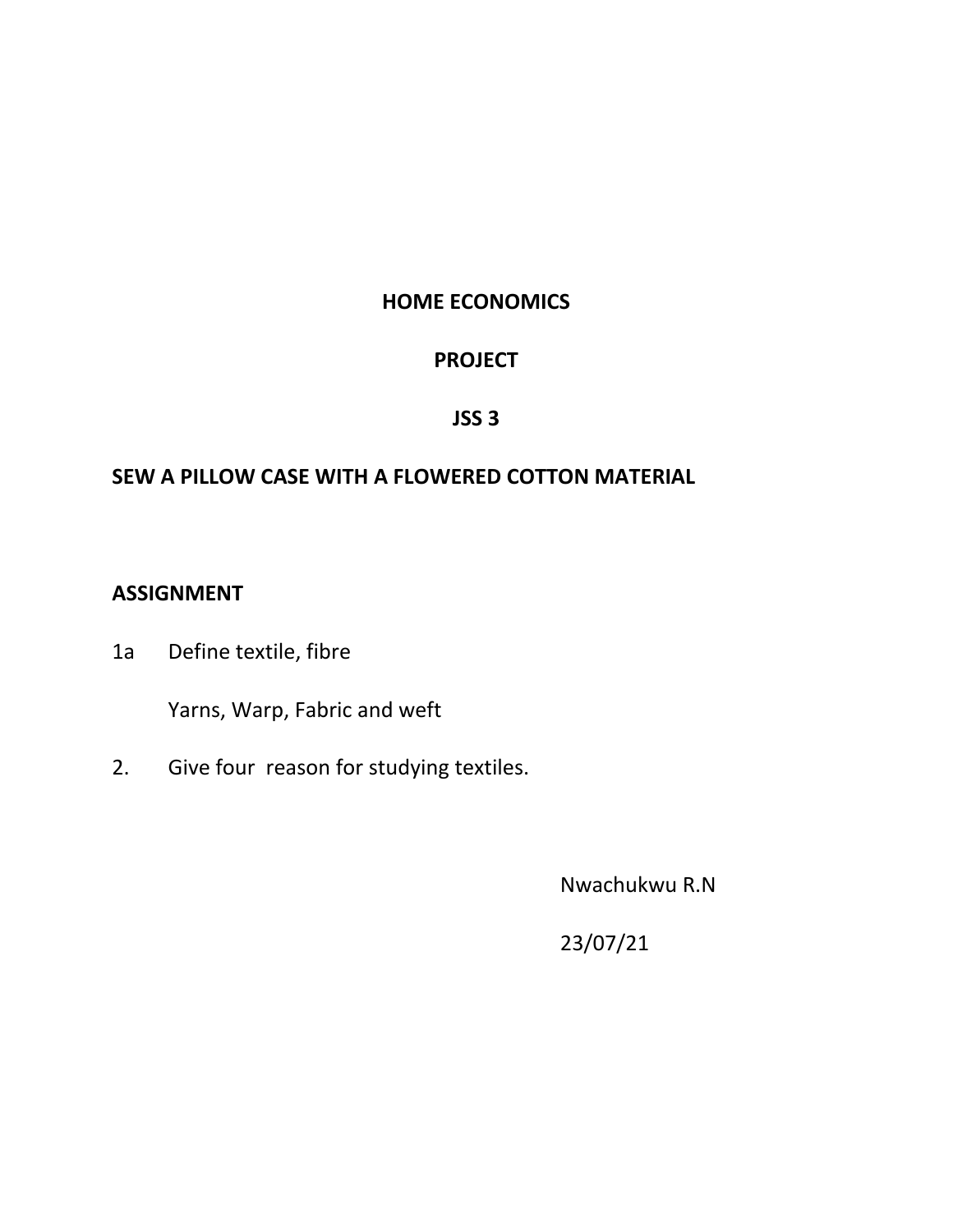**HOME ECONOMICS**

**PROJECT**

**JSS 3**

**SEW A PILLOW CASE WITH A FLOWERED COTTON MATERIAL**

**ASSIGNMENT**

1a Define textile, fibre

Yarns, Warp, Fabric and weft

2. Give four reason for studying textiles.

Nwachukwu R.N

23/07/21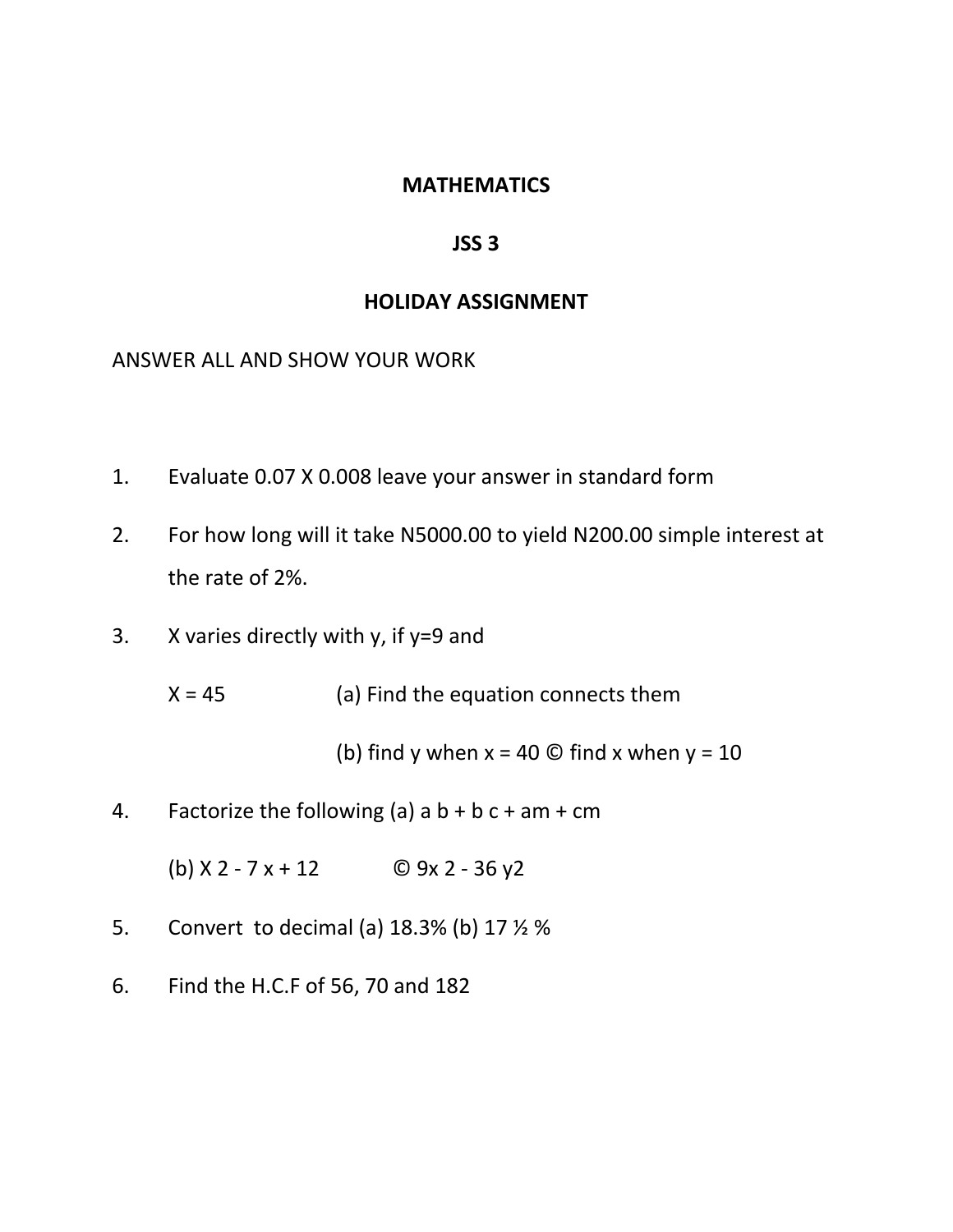**MATHEMATICS**

**JSS 3**

**HOLIDAY ASSIGNMENT**

ANSWER ALL AND SHOW YOUR WORK

1. Evaluate 0.07 X 0.008 leave your answer in standard form

2. For how long will it take N5000.00 to yield N200.00 simple interest at the rate of 2%.

3. X varies directly with y, if y=9 and

   X = 45 (a) Find the equation connects them

   (b) find y when x = 40 © find x when y = 10

4. Factorize the following (a) a b + b c + am + cm

   (b) $X^2 - 7x + 12$ © $9x^2 - 36y^2$

5. Convert to decimal (a) 18.3% (b) 17 ½ %

6. Find the H.C.F of 56, 70 and 182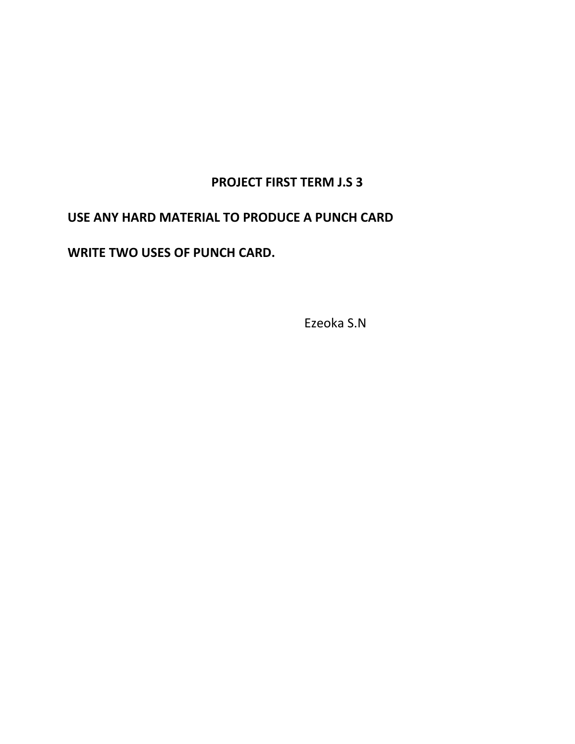**PROJECT FIRST TERM J.S 3**

**USE ANY HARD MATERIAL TO PRODUCE A PUNCH CARD**

**WRITE TWO USES OF PUNCH CARD.**

Ezeoka S.N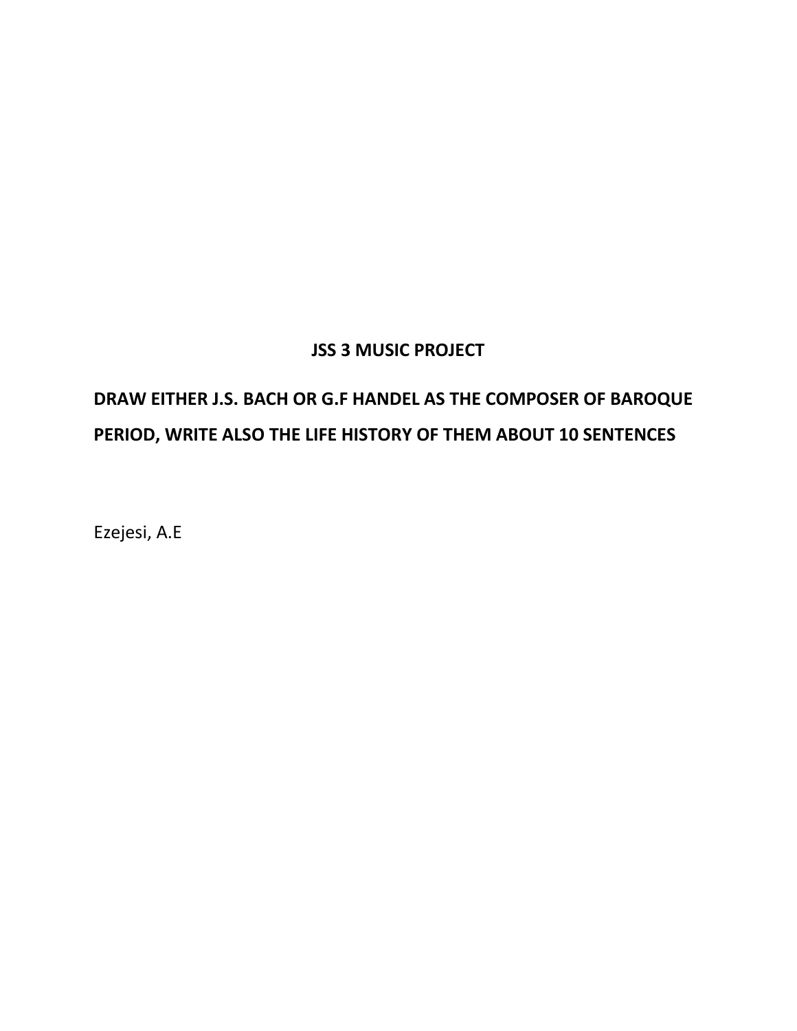**JSS 3 MUSIC PROJECT**

**DRAW EITHER J.S. BACH OR G.F HANDEL AS THE COMPOSER OF BAROQUE PERIOD, WRITE ALSO THE LIFE HISTORY OF THEM ABOUT 10 SENTENCES**

Ezejesi, A.E